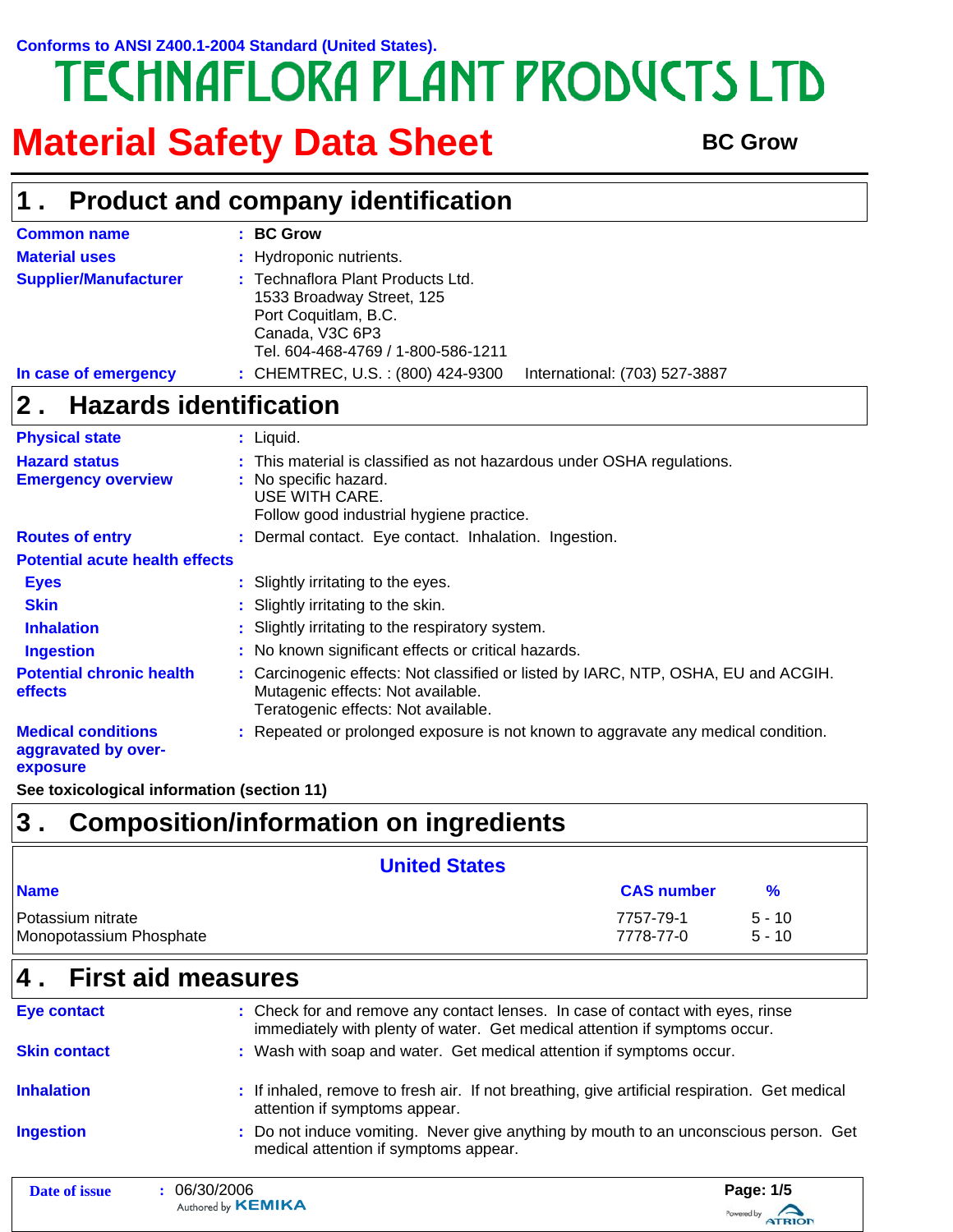Conforms to ANSI Z400.1-2004 Standard (United States).

# TECHNAFLORA PLANT PRODUCTS LTD

# Material Safety Data Sheet

**BC Grow**

## 1 . Product and company identification

**Common name** : **BC Grow**

**Material uses** : Hydroponic nutrients.

**Supplier/Manufacturer** : Technaflora Plant Products Ltd.
1533 Broadway Street, 125
Port Coquitlam, B.C.
Canada, V3C 6P3
Tel. 604-468-4769 / 1-800-586-1211

**In case of emergency** : CHEMTREC, U.S. : (800) 424-9300 International: (703) 527-3887

## 2 . Hazards identification

**Physical state** : Liquid.

**Hazard status** : This material is classified as not hazardous under OSHA regulations.

**Emergency overview** : No specific hazard.
USE WITH CARE.
Follow good industrial hygiene practice.

**Routes of entry** : Dermal contact. Eye contact. Inhalation. Ingestion.

**Potential acute health effects**

**Eyes** : Slightly irritating to the eyes.

**Skin** : Slightly irritating to the skin.

**Inhalation** : Slightly irritating to the respiratory system.

**Ingestion** : No known significant effects or critical hazards.

**Potential chronic health effects** : Carcinogenic effects: Not classified or listed by IARC, NTP, OSHA, EU and ACGIH.
Mutagenic effects: Not available.
Teratogenic effects: Not available.

**Medical conditions aggravated by over-exposure** : Repeated or prolonged exposure is not known to aggravate any medical condition.

**See toxicological information (section 11)**

## 3 . Composition/information on ingredients

| United States | | |
|---|---|---|
| **Name** | **CAS number** | **%** |
| Potassium nitrate | 7757-79-1 | 5 - 10 |
| Monopotassium Phosphate | 7778-77-0 | 5 - 10 |

## 4 . First aid measures

**Eye contact** : Check for and remove any contact lenses. In case of contact with eyes, rinse immediately with plenty of water. Get medical attention if symptoms occur.

**Skin contact** : Wash with soap and water. Get medical attention if symptoms occur.

**Inhalation** : If inhaled, remove to fresh air. If not breathing, give artificial respiration. Get medical attention if symptoms appear.

**Ingestion** : Do not induce vomiting. Never give anything by mouth to an unconscious person. Get medical attention if symptoms appear.

**Date of issue** : 06/30/2006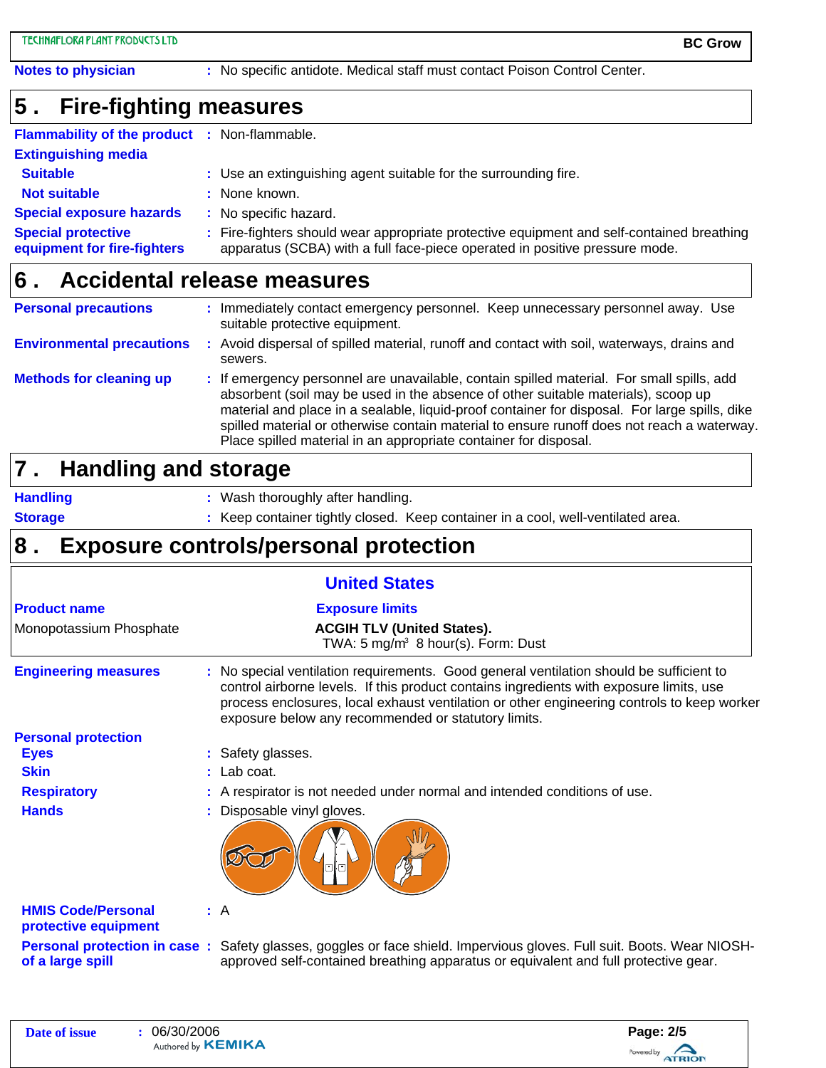**Notes to physician** : No specific antidote. Medical staff must contact Poison Control Center.

## 5 . Fire-fighting measures

**Flammability of the product** : Non-flammable.

**Extinguishing media**

- **Suitable** : Use an extinguishing agent suitable for the surrounding fire.
- **Not suitable** : None known.

**Special exposure hazards** : No specific hazard.

**Special protective equipment for fire-fighters** : Fire-fighters should wear appropriate protective equipment and self-contained breathing apparatus (SCBA) with a full face-piece operated in positive pressure mode.

## 6 . Accidental release measures

**Personal precautions** : Immediately contact emergency personnel. Keep unnecessary personnel away. Use suitable protective equipment.

**Environmental precautions** : Avoid dispersal of spilled material, runoff and contact with soil, waterways, drains and sewers.

**Methods for cleaning up** : If emergency personnel are unavailable, contain spilled material. For small spills, add absorbent (soil may be used in the absence of other suitable materials), scoop up material and place in a sealable, liquid-proof container for disposal. For large spills, dike spilled material or otherwise contain material to ensure runoff does not reach a waterway. Place spilled material in an appropriate container for disposal.

## 7 . Handling and storage

**Handling** : Wash thoroughly after handling.

**Storage** : Keep container tightly closed. Keep container in a cool, well-ventilated area.

## 8 . Exposure controls/personal protection

**United States**

| Product name | Exposure limits |
|---|---|
| Monopotassium Phosphate | **ACGIH TLV (United States).** TWA: 5 mg/m³ 8 hour(s). Form: Dust |

**Engineering measures** : No special ventilation requirements. Good general ventilation should be sufficient to control airborne levels. If this product contains ingredients with exposure limits, use process enclosures, local exhaust ventilation or other engineering controls to keep worker exposure below any recommended or statutory limits.

**Personal protection**

- **Eyes** : Safety glasses.
- **Skin** : Lab coat.
- **Respiratory** : A respirator is not needed under normal and intended conditions of use.
- **Hands** : Disposable vinyl gloves.

**HMIS Code/Personal protective equipment** : A

**Personal protection in case of a large spill** : Safety glasses, goggles or face shield. Impervious gloves. Full suit. Boots. Wear NIOSH-approved self-contained breathing apparatus or equivalent and full protective gear.

**Date of issue** : 06/30/2006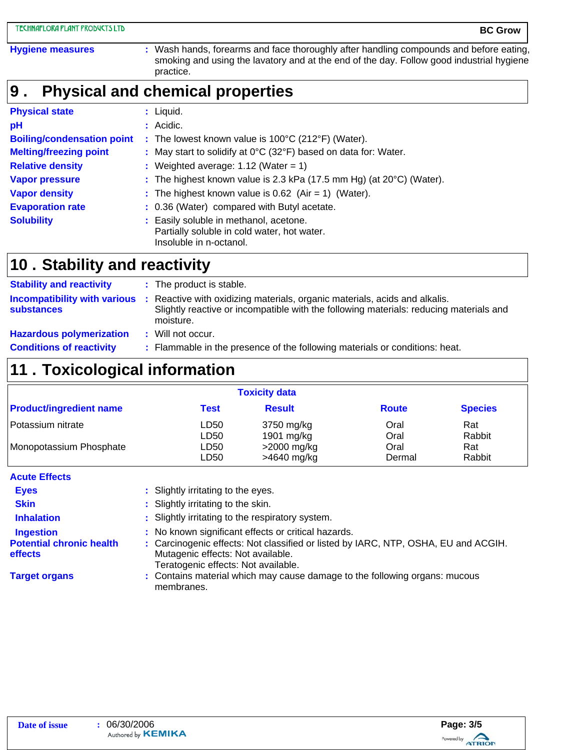**Hygiene measures** : Wash hands, forearms and face thoroughly after handling compounds and before eating, smoking and using the lavatory and at the end of the day. Follow good industrial hygiene practice.

## 9 . Physical and chemical properties

**Physical state** : Liquid.

**pH** : Acidic.

**Boiling/condensation point** : The lowest known value is 100°C (212°F) (Water).

**Melting/freezing point** : May start to solidify at 0°C (32°F) based on data for: Water.

**Relative density** : Weighted average: 1.12 (Water = 1)

**Vapor pressure** : The highest known value is 2.3 kPa (17.5 mm Hg) (at 20°C) (Water).

**Vapor density** : The highest known value is 0.62 (Air = 1) (Water).

**Evaporation rate** : 0.36 (Water) compared with Butyl acetate.

**Solubility** : Easily soluble in methanol, acetone.
Partially soluble in cold water, hot water.
Insoluble in n-octanol.

## 10 . Stability and reactivity

**Stability and reactivity** : The product is stable.

**Incompatibility with various substances** : Reactive with oxidizing materials, organic materials, acids and alkalis.
Slightly reactive or incompatible with the following materials: reducing materials and moisture.

**Hazardous polymerization** : Will not occur.

**Conditions of reactivity** : Flammable in the presence of the following materials or conditions: heat.

## 11 . Toxicological information

**Toxicity data**

| Product/ingredient name | Test | Result | Route | Species |
|---|---|---|---|---|
| Potassium nitrate | LD50 | 3750 mg/kg | Oral | Rat |
| | LD50 | 1901 mg/kg | Oral | Rabbit |
| Monopotassium Phosphate | LD50 | >2000 mg/kg | Oral | Rat |
| | LD50 | >4640 mg/kg | Dermal | Rabbit |

**Acute Effects**

**Eyes** : Slightly irritating to the eyes.

**Skin** : Slightly irritating to the skin.

**Inhalation** : Slightly irritating to the respiratory system.

**Ingestion** : No known significant effects or critical hazards.

**Potential chronic health effects** : Carcinogenic effects: Not classified or listed by IARC, NTP, OSHA, EU and ACGIH.
Mutagenic effects: Not available.
Teratogenic effects: Not available.

**Target organs** : Contains material which may cause damage to the following organs: mucous membranes.

**Date of issue** : 06/30/2006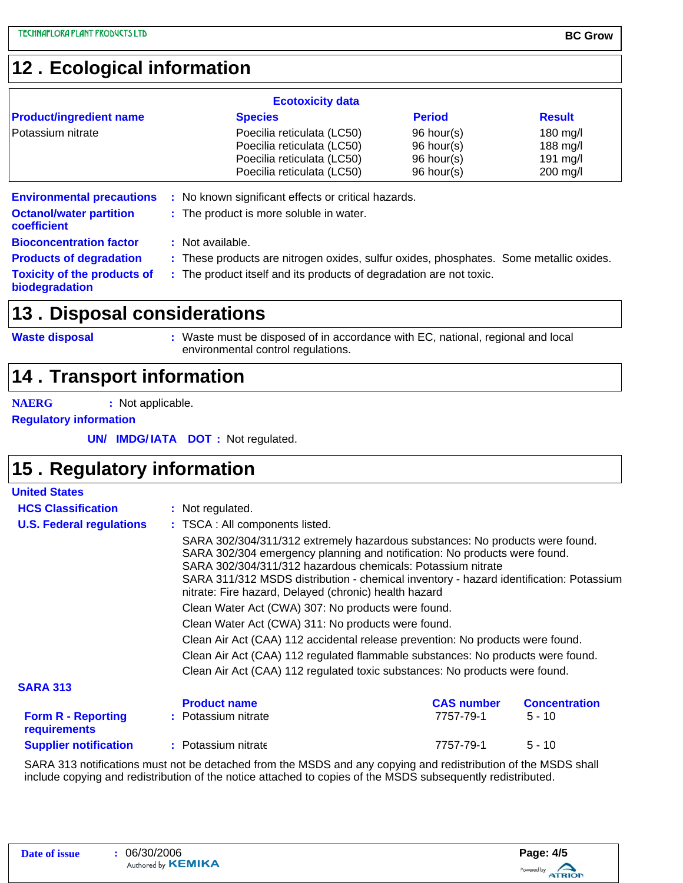## 12 . Ecological information

**Ecotoxicity data**

| Product/ingredient name | Species | Period | Result |
|---|---|---|---|
| Potassium nitrate | Poecilia reticulata (LC50) | 96 hour(s) | 180 mg/l |
| | Poecilia reticulata (LC50) | 96 hour(s) | 188 mg/l |
| | Poecilia reticulata (LC50) | 96 hour(s) | 191 mg/l |
| | Poecilia reticulata (LC50) | 96 hour(s) | 200 mg/l |

**Environmental precautions** : No known significant effects or critical hazards.

**Octanol/water partition coefficient** : The product is more soluble in water.

**Bioconcentration factor** : Not available.

**Products of degradation** : These products are nitrogen oxides, sulfur oxides, phosphates. Some metallic oxides.

**Toxicity of the products of biodegradation** : The product itself and its products of degradation are not toxic.

## 13 . Disposal considerations

**Waste disposal** : Waste must be disposed of in accordance with EC, national, regional and local environmental control regulations.

## 14 . Transport information

**NAERG** : Not applicable.

**Regulatory information**

**UN/ IMDG/ IATA DOT** : Not regulated.

## 15 . Regulatory information

**United States**

**HCS Classification** : Not regulated.

**U.S. Federal regulations** : TSCA : All components listed.

SARA 302/304/311/312 extremely hazardous substances: No products were found.
SARA 302/304 emergency planning and notification: No products were found.
SARA 302/304/311/312 hazardous chemicals: Potassium nitrate
SARA 311/312 MSDS distribution - chemical inventory - hazard identification: Potassium nitrate: Fire hazard, Delayed (chronic) health hazard

Clean Water Act (CWA) 307: No products were found.

Clean Water Act (CWA) 311: No products were found.

Clean Air Act (CAA) 112 accidental release prevention: No products were found.

Clean Air Act (CAA) 112 regulated flammable substances: No products were found.

Clean Air Act (CAA) 112 regulated toxic substances: No products were found.

**SARA 313**

| | Product name | CAS number | Concentration |
|---|---|---|---|
| **Form R - Reporting requirements** | Potassium nitrate | 7757-79-1 | 5 - 10 |
| **Supplier notification** | Potassium nitrate | 7757-79-1 | 5 - 10 |

SARA 313 notifications must not be detached from the MSDS and any copying and redistribution of the MSDS shall include copying and redistribution of the notice attached to copies of the MSDS subsequently redistributed.

**Date of issue** : 06/30/2006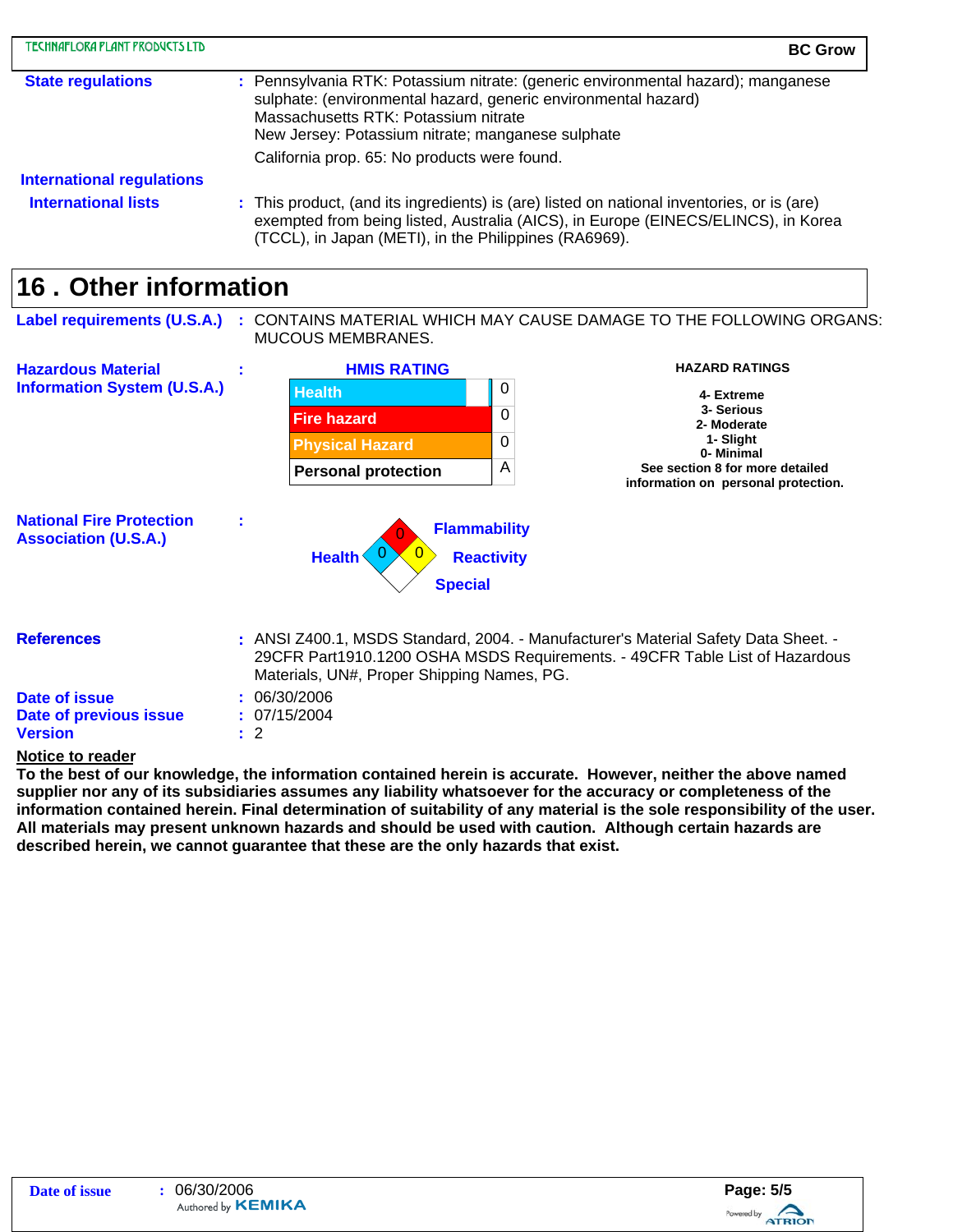**State regulations** : Pennsylvania RTK: Potassium nitrate: (generic environmental hazard); manganese sulphate: (environmental hazard, generic environmental hazard)
Massachusetts RTK: Potassium nitrate
New Jersey: Potassium nitrate; manganese sulphate

California prop. 65: No products were found.

**International regulations**

**International lists** : This product, (and its ingredients) is (are) listed on national inventories, or is (are) exempted from being listed, Australia (AICS), in Europe (EINECS/ELINCS), in Korea (TCCL), in Japan (METI), in the Philippines (RA6969).

# 16 . Other information

**Label requirements (U.S.A.)** : CONTAINS MATERIAL WHICH MAY CAUSE DAMAGE TO THE FOLLOWING ORGANS: MUCOUS MEMBRANES.

**Hazardous Material Information System (U.S.A.)** :

**HMIS RATING**

| | |
|---|---|
| Health | 0 |
| Fire hazard | 0 |
| Physical Hazard | 0 |
| Personal protection | A |

**HAZARD RATINGS**

4- Extreme
3- Serious
2- Moderate
1- Slight
0- Minimal
See section 8 for more detailed information on personal protection.

**National Fire Protection Association (U.S.A.)** :

Flammability 0
Health 0
Reactivity 0
Special

**References** : ANSI Z400.1, MSDS Standard, 2004. - Manufacturer's Material Safety Data Sheet. - 29CFR Part1910.1200 OSHA MSDS Requirements. - 49CFR Table List of Hazardous Materials, UN#, Proper Shipping Names, PG.

**Date of issue** : 06/30/2006
**Date of previous issue** : 07/15/2004
**Version** : 2

**Notice to reader**

**To the best of our knowledge, the information contained herein is accurate. However, neither the above named supplier nor any of its subsidiaries assumes any liability whatsoever for the accuracy or completeness of the information contained herein. Final determination of suitability of any material is the sole responsibility of the user. All materials may present unknown hazards and should be used with caution. Although certain hazards are described herein, we cannot guarantee that these are the only hazards that exist.**